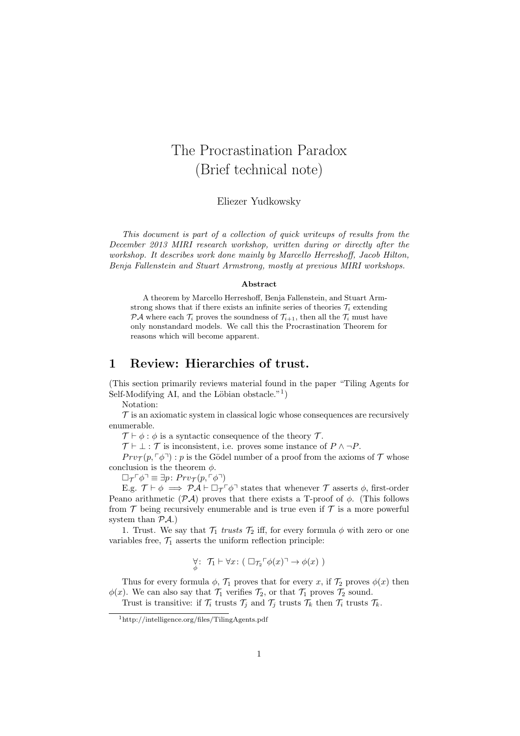# The Procrastination Paradox
(Brief technical note)

Eliezer Yudkowsky

*This document is part of a collection of quick writeups of results from the December 2013 MIRI research workshop, written during or directly after the workshop. It describes work done mainly by Marcello Herreshoff, Jacob Hilton, Benja Fallenstein and Stuart Armstrong, mostly at previous MIRI workshops.*

**Abstract**

A theorem by Marcello Herreshoff, Benja Fallenstein, and Stuart Armstrong shows that if there exists an infinite series of theories $\mathcal{T}_i$ extending $\mathcal{PA}$ where each $\mathcal{T}_i$ proves the soundness of $\mathcal{T}_{i+1}$, then all the $\mathcal{T}_i$ must have only nonstandard models. We call this the Procrastination Theorem for reasons which will become apparent.

## 1 Review: Hierarchies of trust.

(This section primarily reviews material found in the paper "Tiling Agents for Self-Modifying AI, and the Löbian obstacle."[1])

Notation:

$\mathcal{T}$ is an axiomatic system in classical logic whose consequences are recursively enumerable.

$\mathcal{T} \vdash \phi$ : $\phi$ is a syntactic consequence of the theory $\mathcal{T}$.

$\mathcal{T} \vdash \bot$ : $\mathcal{T}$ is inconsistent, i.e. proves some instance of $P \wedge \neg P$.

$Prv_{\mathcal{T}}(p, \ulcorner\phi\urcorner)$ : $p$ is the Gödel number of a proof from the axioms of $\mathcal{T}$ whose conclusion is the theorem $\phi$.

$\Box_{\mathcal{T}}\ulcorner\phi\urcorner \equiv \exists p\colon Prv_{\mathcal{T}}(p, \ulcorner\phi\urcorner)$

E.g. $\mathcal{T} \vdash \phi \implies \mathcal{PA} \vdash \Box_{\mathcal{T}}\ulcorner\phi\urcorner$ states that whenever $\mathcal{T}$ asserts $\phi$, first-order Peano arithmetic ($\mathcal{PA}$) proves that there exists a T-proof of $\phi$. (This follows from $\mathcal{T}$ being recursively enumerable and is true even if $\mathcal{T}$ is a more powerful system than $\mathcal{PA}$.)

1. Trust. We say that $\mathcal{T}_1$ *trusts* $\mathcal{T}_2$ iff, for every formula $\phi$ with zero or one variables free, $\mathcal{T}_1$ asserts the uniform reflection principle:

$$\underset{\phi}{\forall}\colon\ \mathcal{T}_1 \vdash \forall x\colon (\ \Box_{\mathcal{T}_2}\ulcorner\phi(x)\urcorner \rightarrow \phi(x)\ )$$

Thus for every formula $\phi$, $\mathcal{T}_1$ proves that for every $x$, if $\mathcal{T}_2$ proves $\phi(x)$ then $\phi(x)$. We can also say that $\mathcal{T}_1$ verifies $\mathcal{T}_2$, or that $\mathcal{T}_1$ proves $\mathcal{T}_2$ sound.

Trust is transitive: if $\mathcal{T}_i$ trusts $\mathcal{T}_j$ and $\mathcal{T}_j$ trusts $\mathcal{T}_k$ then $\mathcal{T}_i$ trusts $\mathcal{T}_k$.

[1] http://intelligence.org/files/TilingAgents.pdf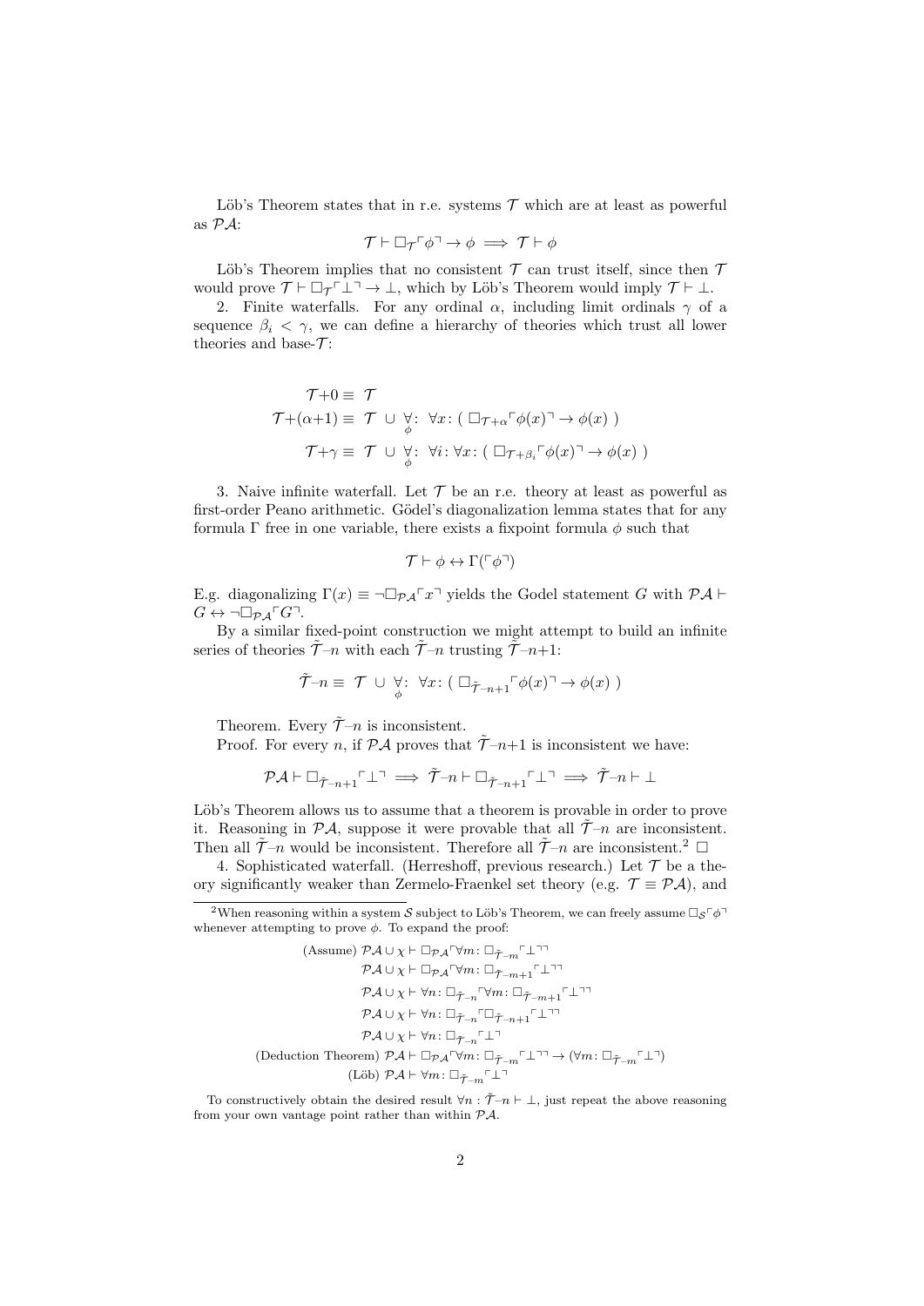Löb's Theorem states that in r.e. systems $\mathcal{T}$ which are at least as powerful as $\mathcal{PA}$:

$$\mathcal{T} \vdash \Box_{\mathcal{T}} \ulcorner \phi \urcorner \to \phi \implies \mathcal{T} \vdash \phi$$

Löb's Theorem implies that no consistent $\mathcal{T}$ can trust itself, since then $\mathcal{T}$ would prove $\mathcal{T} \vdash \Box_{\mathcal{T}} \ulcorner \bot \urcorner \to \bot$, which by Löb's Theorem would imply $\mathcal{T} \vdash \bot$.

2. Finite waterfalls. For any ordinal $\alpha$, including limit ordinals $\gamma$ of a sequence $\beta_i < \gamma$, we can define a hierarchy of theories which trust all lower theories and base-$\mathcal{T}$:

$$\begin{aligned}
\mathcal{T}{+}0 &\equiv \mathcal{T} \\
\mathcal{T}{+}(\alpha{+}1) &\equiv \mathcal{T} \cup \underset{\phi}{\forall}\colon \forall x\colon (\ \Box_{\mathcal{T}+\alpha} \ulcorner \phi(x) \urcorner \to \phi(x)\ ) \\
\mathcal{T}{+}\gamma &\equiv \mathcal{T} \cup \underset{\phi}{\forall}\colon \forall i\colon \forall x\colon (\ \Box_{\mathcal{T}+\beta_i} \ulcorner \phi(x) \urcorner \to \phi(x)\ )
\end{aligned}$$

3. Naive infinite waterfall. Let $\mathcal{T}$ be an r.e. theory at least as powerful as first-order Peano arithmetic. Gödel's diagonalization lemma states that for any formula $\Gamma$ free in one variable, there exists a fixpoint formula $\phi$ such that

$$\mathcal{T} \vdash \phi \leftrightarrow \Gamma(\ulcorner \phi \urcorner)$$

E.g. diagonalizing $\Gamma(x) \equiv \neg \Box_{\mathcal{PA}} \ulcorner x \urcorner$ yields the Godel statement $G$ with $\mathcal{PA} \vdash G \leftrightarrow \neg \Box_{\mathcal{PA}} \ulcorner G \urcorner$.

By a similar fixed-point construction we might attempt to build an infinite series of theories $\tilde{\mathcal{T}}{-}n$ with each $\tilde{\mathcal{T}}{-}n$ trusting $\tilde{\mathcal{T}}{-}n{+}1$:

$$\tilde{\mathcal{T}}{-}n \equiv \mathcal{T} \cup \underset{\phi}{\forall}\colon \forall x\colon (\ \Box_{\tilde{\mathcal{T}}-n+1} \ulcorner \phi(x) \urcorner \to \phi(x)\ )$$

Theorem. Every $\tilde{\mathcal{T}}{-}n$ is inconsistent.

Proof. For every $n$, if $\mathcal{PA}$ proves that $\tilde{\mathcal{T}}{-}n{+}1$ is inconsistent we have:

$$\mathcal{PA} \vdash \Box_{\tilde{\mathcal{T}}-n+1} \ulcorner \bot \urcorner \implies \tilde{\mathcal{T}}{-}n \vdash \Box_{\tilde{\mathcal{T}}-n+1} \ulcorner \bot \urcorner \implies \tilde{\mathcal{T}}{-}n \vdash \bot$$

Löb's Theorem allows us to assume that a theorem is provable in order to prove it. Reasoning in $\mathcal{PA}$, suppose it were provable that all $\tilde{\mathcal{T}}{-}n$ are inconsistent. Then all $\tilde{\mathcal{T}}{-}n$ would be inconsistent. Therefore all $\tilde{\mathcal{T}}{-}n$ are inconsistent.[2] $\Box$

4. Sophisticated waterfall. (Herreshoff, previous research.) Let $\mathcal{T}$ be a theory significantly weaker than Zermelo-Fraenkel set theory (e.g. $\mathcal{T} \equiv \mathcal{PA}$), and

---

[2] When reasoning within a system $\mathcal{S}$ subject to Löb's Theorem, we can freely assume $\Box_{\mathcal{S}} \ulcorner \phi \urcorner$ whenever attempting to prove $\phi$. To expand the proof:

$$\begin{aligned}
\text{(Assume) } & \mathcal{PA} \cup \chi \vdash \Box_{\mathcal{PA}} \ulcorner \forall m\colon \Box_{\tilde{\mathcal{T}}-m} \ulcorner \bot \urcorner \urcorner \\
& \mathcal{PA} \cup \chi \vdash \Box_{\mathcal{PA}} \ulcorner \forall m\colon \Box_{\tilde{\mathcal{T}}-m+1} \ulcorner \bot \urcorner \urcorner \\
& \mathcal{PA} \cup \chi \vdash \forall n\colon \Box_{\tilde{\mathcal{T}}-n} \ulcorner \forall m\colon \Box_{\tilde{\mathcal{T}}-m+1} \ulcorner \bot \urcorner \urcorner \\
& \mathcal{PA} \cup \chi \vdash \forall n\colon \Box_{\tilde{\mathcal{T}}-n} \ulcorner \Box_{\tilde{\mathcal{T}}-n+1} \ulcorner \bot \urcorner \urcorner \\
& \mathcal{PA} \cup \chi \vdash \forall n\colon \Box_{\tilde{\mathcal{T}}-n} \ulcorner \bot \urcorner \\
\text{(Deduction Theorem) } & \mathcal{PA} \vdash \Box_{\mathcal{PA}} \ulcorner \forall m\colon \Box_{\tilde{\mathcal{T}}-m} \ulcorner \bot \urcorner \urcorner \to (\forall m\colon \Box_{\tilde{\mathcal{T}}-m} \ulcorner \bot \urcorner) \\
\text{(Löb) } & \mathcal{PA} \vdash \forall m\colon \Box_{\tilde{\mathcal{T}}-m} \ulcorner \bot \urcorner
\end{aligned}$$

To constructively obtain the desired result $\forall n : \tilde{\mathcal{T}}{-}n \vdash \bot$, just repeat the above reasoning from your own vantage point rather than within $\mathcal{PA}$.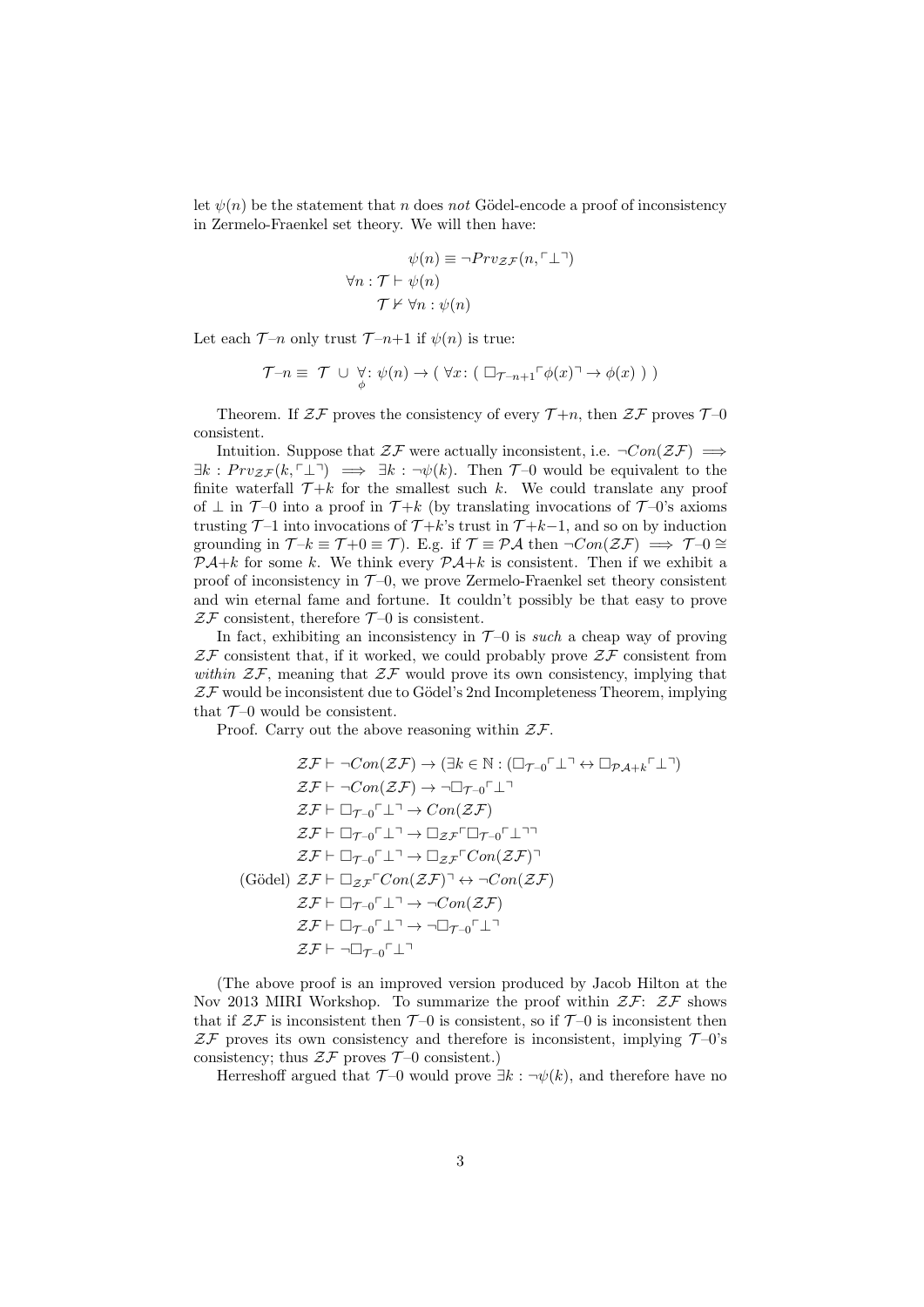let $\psi(n)$ be the statement that $n$ does *not* Gödel-encode a proof of inconsistency in Zermelo-Fraenkel set theory. We will then have:

$$\psi(n) \equiv \neg Prv_{\mathcal{ZF}}(n, \ulcorner \bot \urcorner)$$

$$\forall n : \mathcal{T} \vdash \psi(n)$$

$$\mathcal{T} \nvdash \forall n : \psi(n)$$

Let each $\mathcal{T}$–$n$ only trust $\mathcal{T}$–$n$+1 if $\psi(n)$ is true:

$$\mathcal{T}\text{–}n \equiv \mathcal{T} \cup \underset{\phi}{\forall}\!: \psi(n) \rightarrow (\ \forall x\!: (\ \square_{\mathcal{T}\text{–}n+1} \ulcorner \phi(x) \urcorner \rightarrow \phi(x)\ )\ )$$

Theorem. If $\mathcal{ZF}$ proves the consistency of every $\mathcal{T}$+$n$, then $\mathcal{ZF}$ proves $\mathcal{T}$–0 consistent.

Intuition. Suppose that $\mathcal{ZF}$ were actually inconsistent, i.e. $\neg Con(\mathcal{ZF}) \implies \exists k : Prv_{\mathcal{ZF}}(k, \ulcorner \bot \urcorner) \implies \exists k : \neg\psi(k)$. Then $\mathcal{T}$–0 would be equivalent to the finite waterfall $\mathcal{T}$+$k$ for the smallest such $k$. We could translate any proof of $\bot$ in $\mathcal{T}$–0 into a proof in $\mathcal{T}$+$k$ (by translating invocations of $\mathcal{T}$–0's axioms trusting $\mathcal{T}$–1 into invocations of $\mathcal{T}$+$k$'s trust in $\mathcal{T}$+$k$−1, and so on by induction grounding in $\mathcal{T}$–$k \equiv \mathcal{T}$+0 $\equiv \mathcal{T}$). E.g. if $\mathcal{T} \equiv \mathcal{PA}$ then $\neg Con(\mathcal{ZF}) \implies \mathcal{T}\text{–}0 \cong \mathcal{PA}$+$k$ for some $k$. We think every $\mathcal{PA}$+$k$ is consistent. Then if we exhibit a proof of inconsistency in $\mathcal{T}$–0, we prove Zermelo-Fraenkel set theory consistent and win eternal fame and fortune. It couldn't possibly be that easy to prove $\mathcal{ZF}$ consistent, therefore $\mathcal{T}$–0 is consistent.

In fact, exhibiting an inconsistency in $\mathcal{T}$–0 is *such* a cheap way of proving $\mathcal{ZF}$ consistent that, if it worked, we could probably prove $\mathcal{ZF}$ consistent from *within* $\mathcal{ZF}$, meaning that $\mathcal{ZF}$ would prove its own consistency, implying that $\mathcal{ZF}$ would be inconsistent due to Gödel's 2nd Incompleteness Theorem, implying that $\mathcal{T}$–0 would be consistent.

Proof. Carry out the above reasoning within $\mathcal{ZF}$.

$$\mathcal{ZF} \vdash \neg Con(\mathcal{ZF}) \rightarrow (\exists k \in \mathbb{N} : (\square_{\mathcal{T}\text{–}0} \ulcorner \bot \urcorner \leftrightarrow \square_{\mathcal{PA}+k} \ulcorner \bot \urcorner)$$

$$\mathcal{ZF} \vdash \neg Con(\mathcal{ZF}) \rightarrow \neg\square_{\mathcal{T}\text{–}0} \ulcorner \bot \urcorner$$

$$\mathcal{ZF} \vdash \square_{\mathcal{T}\text{–}0} \ulcorner \bot \urcorner \rightarrow Con(\mathcal{ZF})$$

$$\mathcal{ZF} \vdash \square_{\mathcal{T}\text{–}0} \ulcorner \bot \urcorner \rightarrow \square_{\mathcal{ZF}} \ulcorner \square_{\mathcal{T}\text{–}0} \ulcorner \bot \urcorner \urcorner$$

$$\mathcal{ZF} \vdash \square_{\mathcal{T}\text{–}0} \ulcorner \bot \urcorner \rightarrow \square_{\mathcal{ZF}} \ulcorner Con(\mathcal{ZF}) \urcorner$$

$$\text{(Gödel)}\ \mathcal{ZF} \vdash \square_{\mathcal{ZF}} \ulcorner Con(\mathcal{ZF}) \urcorner \leftrightarrow \neg Con(\mathcal{ZF})$$

$$\mathcal{ZF} \vdash \square_{\mathcal{T}\text{–}0} \ulcorner \bot \urcorner \rightarrow \neg Con(\mathcal{ZF})$$

$$\mathcal{ZF} \vdash \square_{\mathcal{T}\text{–}0} \ulcorner \bot \urcorner \rightarrow \neg\square_{\mathcal{T}\text{–}0} \ulcorner \bot \urcorner$$

$$\mathcal{ZF} \vdash \neg\square_{\mathcal{T}\text{–}0} \ulcorner \bot \urcorner$$

(The above proof is an improved version produced by Jacob Hilton at the Nov 2013 MIRI Workshop. To summarize the proof within $\mathcal{ZF}$: $\mathcal{ZF}$ shows that if $\mathcal{ZF}$ is inconsistent then $\mathcal{T}$–0 is consistent, so if $\mathcal{T}$–0 is inconsistent then $\mathcal{ZF}$ proves its own consistency and therefore is inconsistent, implying $\mathcal{T}$–0's consistency; thus $\mathcal{ZF}$ proves $\mathcal{T}$–0 consistent.)

Herreshoff argued that $\mathcal{T}$–0 would prove $\exists k : \neg\psi(k)$, and therefore have no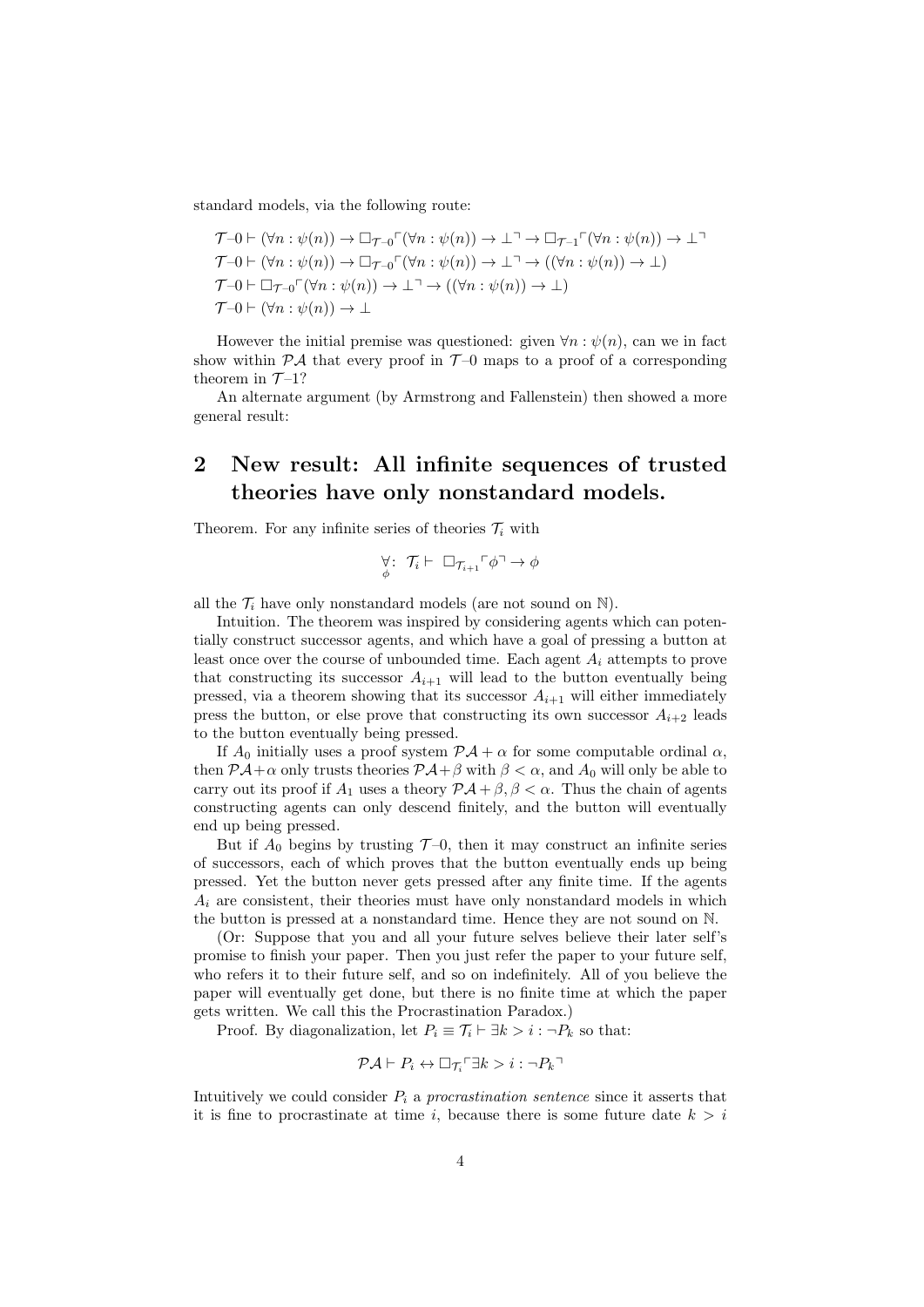standard models, via the following route:

$$\mathcal{T}\text{–}0 \vdash (\forall n : \psi(n)) \to \Box_{\mathcal{T}\text{–}0}\ulcorner(\forall n : \psi(n)) \to \bot\urcorner \to \Box_{\mathcal{T}\text{–}1}\ulcorner(\forall n : \psi(n)) \to \bot\urcorner$$
$$\mathcal{T}\text{–}0 \vdash (\forall n : \psi(n)) \to \Box_{\mathcal{T}\text{–}0}\ulcorner(\forall n : \psi(n)) \to \bot\urcorner \to ((\forall n : \psi(n)) \to \bot)$$
$$\mathcal{T}\text{–}0 \vdash \Box_{\mathcal{T}\text{–}0}\ulcorner(\forall n : \psi(n)) \to \bot\urcorner \to ((\forall n : \psi(n)) \to \bot)$$
$$\mathcal{T}\text{–}0 \vdash (\forall n : \psi(n)) \to \bot$$

However the initial premise was questioned: given $\forall n : \psi(n)$, can we in fact show within $\mathcal{PA}$ that every proof in $\mathcal{T}$–0 maps to a proof of a corresponding theorem in $\mathcal{T}$–1?

An alternate argument (by Armstrong and Fallenstein) then showed a more general result:

## 2 New result: All infinite sequences of trusted theories have only nonstandard models.

Theorem. For any infinite series of theories $\mathcal{T}_i$ with

$$\underset{\phi}{\forall}: \ \mathcal{T}_i \vdash \ \Box_{\mathcal{T}_{i+1}}\ulcorner\phi\urcorner \to \phi$$

all the $\mathcal{T}_i$ have only nonstandard models (are not sound on $\mathbb{N}$).

Intuition. The theorem was inspired by considering agents which can potentially construct successor agents, and which have a goal of pressing a button at least once over the course of unbounded time. Each agent $A_i$ attempts to prove that constructing its successor $A_{i+1}$ will lead to the button eventually being pressed, via a theorem showing that its successor $A_{i+1}$ will either immediately press the button, or else prove that constructing its own successor $A_{i+2}$ leads to the button eventually being pressed.

If $A_0$ initially uses a proof system $\mathcal{PA} + \alpha$ for some computable ordinal $\alpha$, then $\mathcal{PA}+\alpha$ only trusts theories $\mathcal{PA}+\beta$ with $\beta < \alpha$, and $A_0$ will only be able to carry out its proof if $A_1$ uses a theory $\mathcal{PA}+\beta, \beta < \alpha$. Thus the chain of agents constructing agents can only descend finitely, and the button will eventually end up being pressed.

But if $A_0$ begins by trusting $\mathcal{T}$–0, then it may construct an infinite series of successors, each of which proves that the button eventually ends up being pressed. Yet the button never gets pressed after any finite time. If the agents $A_i$ are consistent, their theories must have only nonstandard models in which the button is pressed at a nonstandard time. Hence they are not sound on $\mathbb{N}$.

(Or: Suppose that you and all your future selves believe their later self's promise to finish your paper. Then you just refer the paper to your future self, who refers it to their future self, and so on indefinitely. All of you believe the paper will eventually get done, but there is no finite time at which the paper gets written. We call this the Procrastination Paradox.)

Proof. By diagonalization, let $P_i \equiv \mathcal{T}_i \vdash \exists k > i : \neg P_k$ so that:

$$\mathcal{PA} \vdash P_i \leftrightarrow \Box_{\mathcal{T}_i}\ulcorner\exists k > i : \neg P_k\urcorner$$

Intuitively we could consider $P_i$ a *procrastination sentence* since it asserts that it is fine to procrastinate at time $i$, because there is some future date $k > i$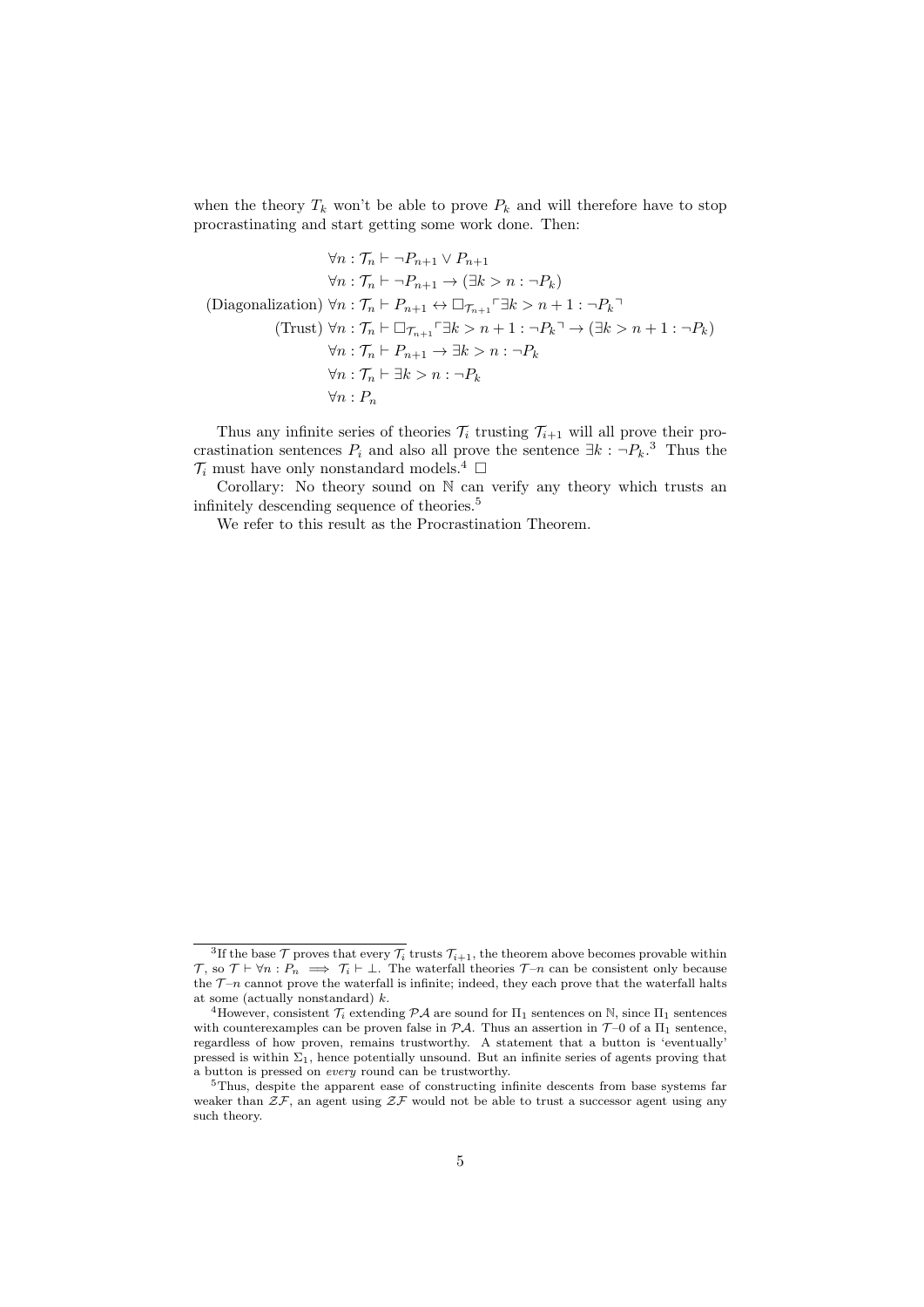when the theory $T_k$ won't be able to prove $P_k$ and will therefore have to stop procrastinating and start getting some work done. Then:

$$
\begin{aligned}
&\forall n : \mathcal{T}_n \vdash \neg P_{n+1} \vee P_{n+1} \\
&\forall n : \mathcal{T}_n \vdash \neg P_{n+1} \rightarrow (\exists k > n : \neg P_k) \\
\text{(Diagonalization)}\ &\forall n : \mathcal{T}_n \vdash P_{n+1} \leftrightarrow \Box_{\mathcal{T}_{n+1}} \ulcorner \exists k > n+1 : \neg P_k \urcorner \\
\text{(Trust)}\ &\forall n : \mathcal{T}_n \vdash \Box_{\mathcal{T}_{n+1}} \ulcorner \exists k > n+1 : \neg P_k \urcorner \rightarrow (\exists k > n+1 : \neg P_k) \\
&\forall n : \mathcal{T}_n \vdash P_{n+1} \rightarrow \exists k > n : \neg P_k \\
&\forall n : \mathcal{T}_n \vdash \exists k > n : \neg P_k \\
&\forall n : P_n
\end{aligned}
$$

Thus any infinite series of theories $\mathcal{T}_i$ trusting $\mathcal{T}_{i+1}$ will all prove their procrastination sentences $P_i$ and also all prove the sentence $\exists k : \neg P_k$.[3] Thus the $\mathcal{T}_i$ must have only nonstandard models.[4] $\Box$

Corollary: No theory sound on $\mathbb{N}$ can verify any theory which trusts an infinitely descending sequence of theories.[5]

We refer to this result as the Procrastination Theorem.

---

[3]If the base $\mathcal{T}$ proves that every $\mathcal{T}_i$ trusts $\mathcal{T}_{i+1}$, the theorem above becomes provable within $\mathcal{T}$, so $\mathcal{T} \vdash \forall n : P_n \implies \mathcal{T}_i \vdash \bot$. The waterfall theories $\mathcal{T}$–$n$ can be consistent only because the $\mathcal{T}$–$n$ cannot prove the waterfall is infinite; indeed, they each prove that the waterfall halts at some (actually nonstandard) $k$.

[4]However, consistent $\mathcal{T}_i$ extending $\mathcal{PA}$ are sound for $\Pi_1$ sentences on $\mathbb{N}$, since $\Pi_1$ sentences with counterexamples can be proven false in $\mathcal{PA}$. Thus an assertion in $\mathcal{T}$–0 of a $\Pi_1$ sentence, regardless of how proven, remains trustworthy. A statement that a button is 'eventually' pressed is within $\Sigma_1$, hence potentially unsound. But an infinite series of agents proving that a button is pressed on *every* round can be trustworthy.

[5]Thus, despite the apparent ease of constructing infinite descents from base systems far weaker than $\mathcal{ZF}$, an agent using $\mathcal{ZF}$ would not be able to trust a successor agent using any such theory.